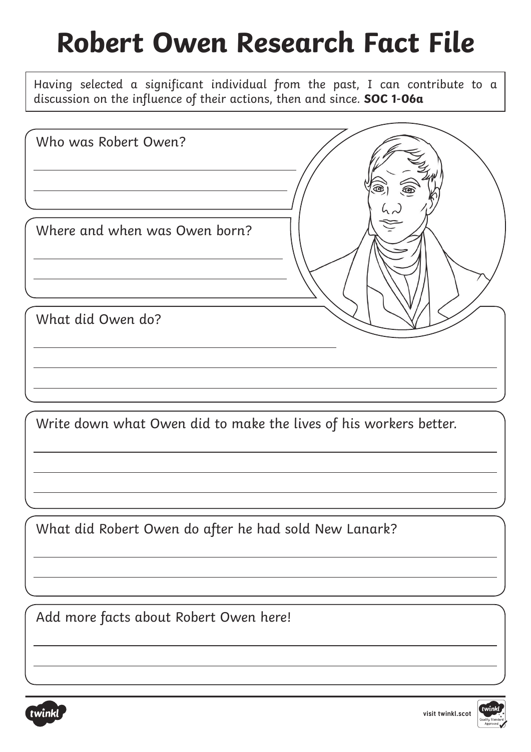# Robert Owen Research Fact File

Having selected a significant individual from the past, I can contribute to a discussion on the influence of their actions, then and since. **SOC 1-06a**

Who was Robert Owen?

Where and when was Owen born?

What did Owen do?

Write down what Owen did to make the lives of his workers better.

What did Robert Owen do after he had sold New Lanark?

Add more facts about Robert Owen here!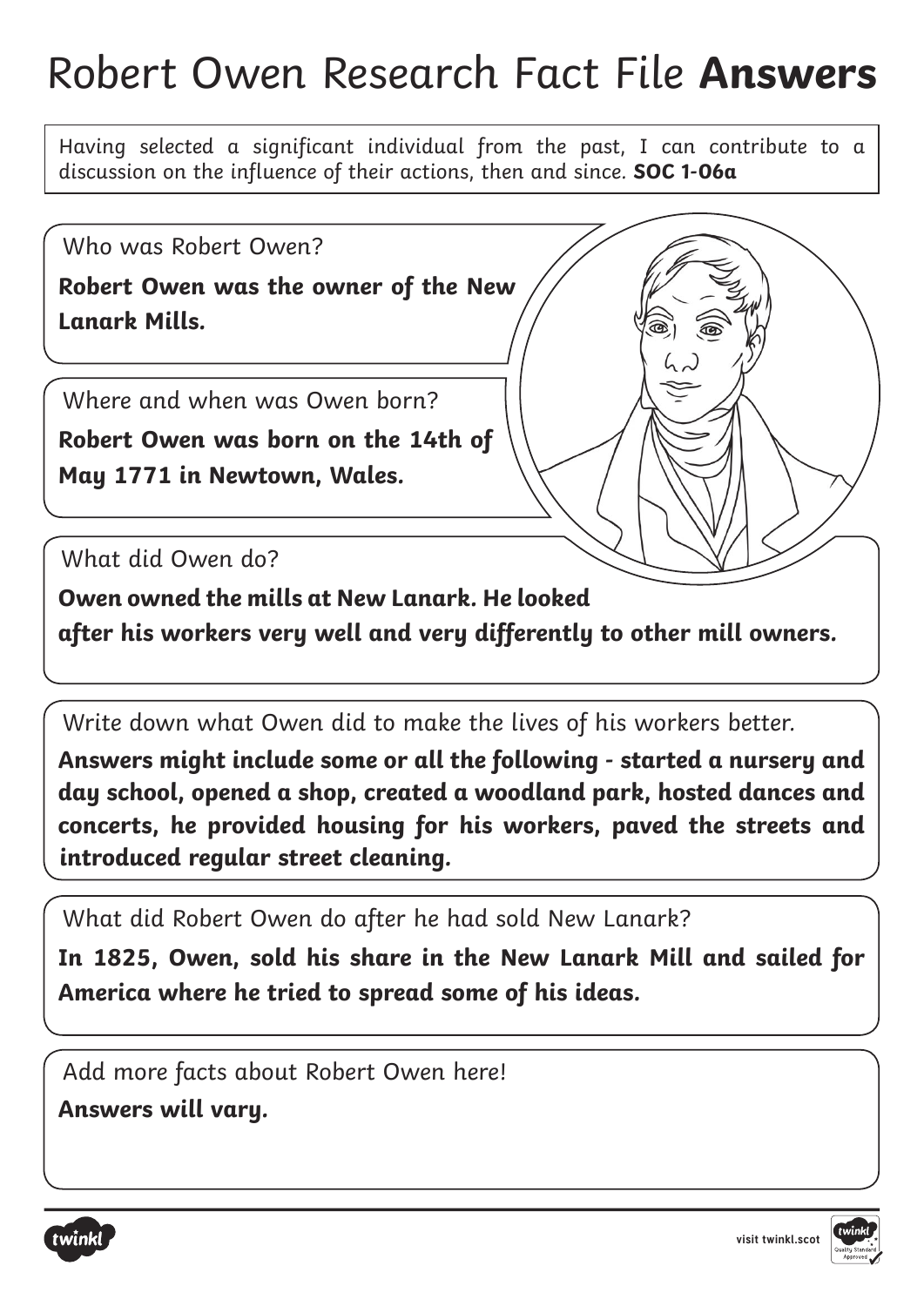# Robert Owen Research Fact File **Answers**

Having selected a significant individual from the past, I can contribute to a discussion on the influence of their actions, then and since. **SOC 1-06a**

Who was Robert Owen?

**Robert Owen was the owner of the New Lanark Mills.**

Where and when was Owen born?

**Robert Owen was born on the 14th of May 1771 in Newtown, Wales.**

What did Owen do?

**Owen owned the mills at New Lanark. He looked after his workers very well and very differently to other mill owners.**

Write down what Owen did to make the lives of his workers better.

**Answers might include some or all the following - started a nursery and day school, opened a shop, created a woodland park, hosted dances and concerts, he provided housing for his workers, paved the streets and introduced regular street cleaning.**

What did Robert Owen do after he had sold New Lanark?

**In 1825, Owen, sold his share in the New Lanark Mill and sailed for America where he tried to spread some of his ideas.**

Add more facts about Robert Owen here!

**Answers will vary.**